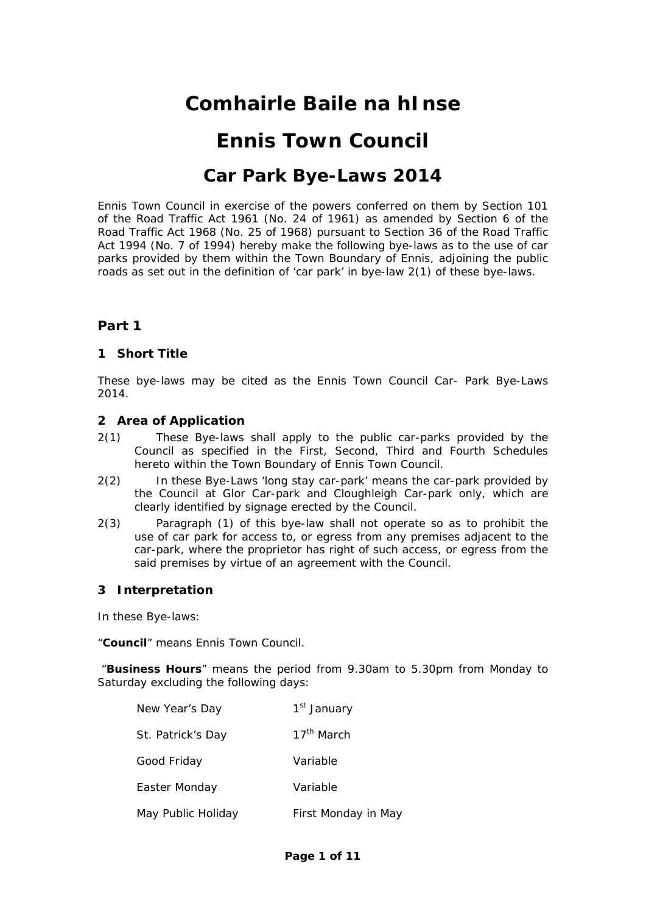# Comhairle Baile na hInse

# Ennis Town Council

## Car Park Bye-Laws 2014

Ennis Town Council in exercise of the powers conferred on them by Section 101 of the Road Traffic Act 1961 (No. 24 of 1961) as amended by Section 6 of the Road Traffic Act 1968 (No. 25 of 1968) pursuant to Section 36 of the Road Traffic Act 1994 (No. 7 of 1994) hereby make the following bye-laws as to the use of car parks provided by them within the Town Boundary of Ennis, adjoining the public roads as set out in the definition of 'car park' in bye-law 2(1) of these bye-laws.

### Part 1

#### 1 Short Title

These bye-laws may be cited as the Ennis Town Council Car- Park Bye-Laws 2014.

#### 2 Area of Application

2(1) These Bye-laws shall apply to the public car-parks provided by the Council as specified in the First, Second, Third and Fourth Schedules hereto within the Town Boundary of Ennis Town Council.

2(2) In these Bye-Laws 'long stay car-park' means the car-park provided by the Council at Glor Car-park and Cloughleigh Car-park only, which are clearly identified by signage erected by the Council.

2(3) Paragraph (1) of this bye-law shall not operate so as to prohibit the use of car park for access to, or egress from any premises adjacent to the car-park, where the proprietor has right of such access, or egress from the said premises by virtue of an agreement with the Council.

#### 3 Interpretation

In these Bye-laws:

"**Council**" means Ennis Town Council.

"**Business Hours**" means the period from 9.30am to 5.30pm from Monday to Saturday excluding the following days:

| | |
|---|---|
| New Year's Day | 1st January |
| St. Patrick's Day | 17th March |
| Good Friday | Variable |
| Easter Monday | Variable |
| May Public Holiday | First Monday in May |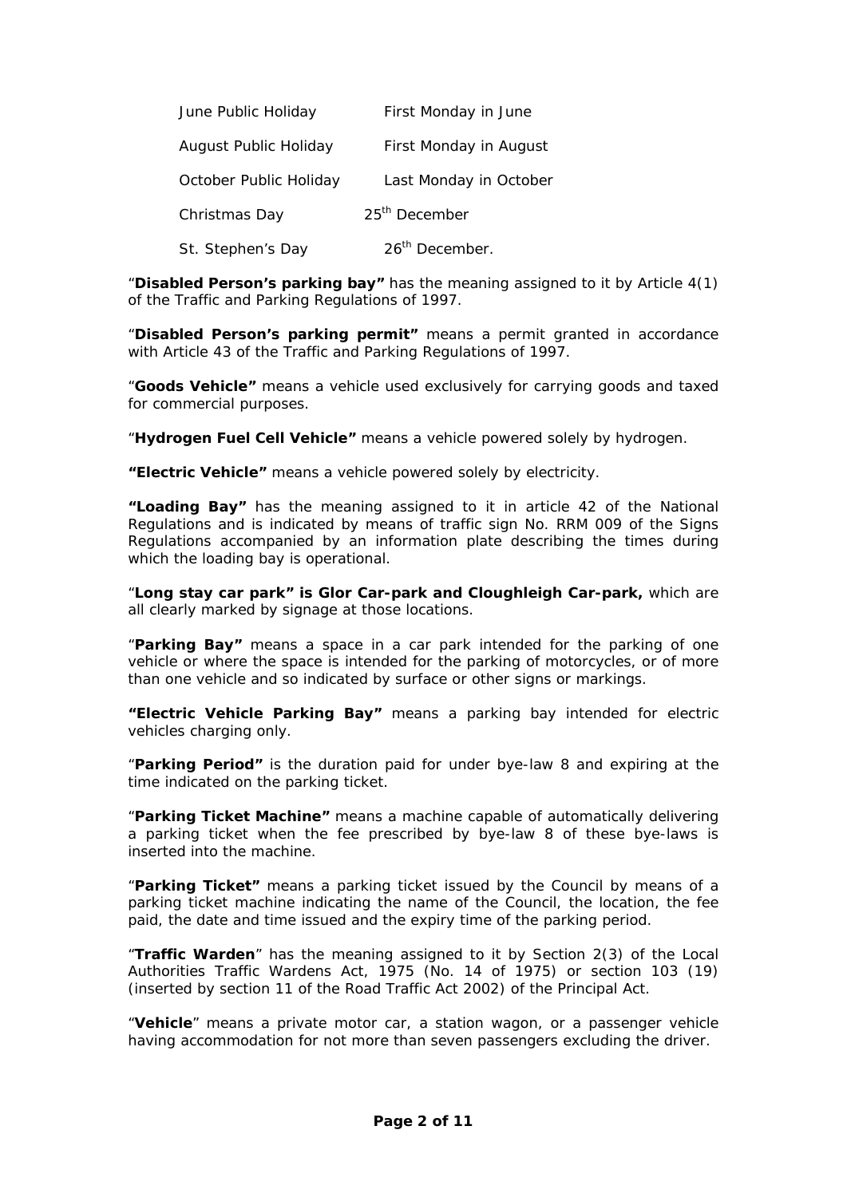| | |
|---|---|
| June Public Holiday | First Monday in June |
| August Public Holiday | First Monday in August |
| October Public Holiday | Last Monday in October |
| Christmas Day | 25th December |
| St. Stephen's Day | 26th December. |

"**Disabled Person's parking bay"** has the meaning assigned to it by Article 4(1) of the Traffic and Parking Regulations of 1997.

"**Disabled Person's parking permit"** means a permit granted in accordance with Article 43 of the Traffic and Parking Regulations of 1997.

"**Goods Vehicle"** means a vehicle used exclusively for carrying goods and taxed for commercial purposes.

"**Hydrogen Fuel Cell Vehicle"** means a vehicle powered solely by hydrogen.

**"Electric Vehicle"** means a vehicle powered solely by electricity.

**"Loading Bay"** has the meaning assigned to it in article 42 of the National Regulations and is indicated by means of traffic sign No. RRM 009 of the Signs Regulations accompanied by an information plate describing the times during which the loading bay is operational.

"**Long stay car park" is Glor Car-park and Cloughleigh Car-park,** which are all clearly marked by signage at those locations.

"**Parking Bay"** means a space in a car park intended for the parking of one vehicle or where the space is intended for the parking of motorcycles, or of more than one vehicle and so indicated by surface or other signs or markings.

**"Electric Vehicle Parking Bay"** means a parking bay intended for electric vehicles charging only.

"**Parking Period"** is the duration paid for under bye-law 8 and expiring at the time indicated on the parking ticket.

"**Parking Ticket Machine"** means a machine capable of automatically delivering a parking ticket when the fee prescribed by bye-law 8 of these bye-laws is inserted into the machine.

"**Parking Ticket"** means a parking ticket issued by the Council by means of a parking ticket machine indicating the name of the Council, the location, the fee paid, the date and time issued and the expiry time of the parking period.

"**Traffic Warden**" has the meaning assigned to it by Section 2(3) of the Local Authorities Traffic Wardens Act, 1975 (No. 14 of 1975) or section 103 (19) (inserted by section 11 of the Road Traffic Act 2002) of the Principal Act.

"**Vehicle**" means a private motor car, a station wagon, or a passenger vehicle having accommodation for not more than seven passengers excluding the driver.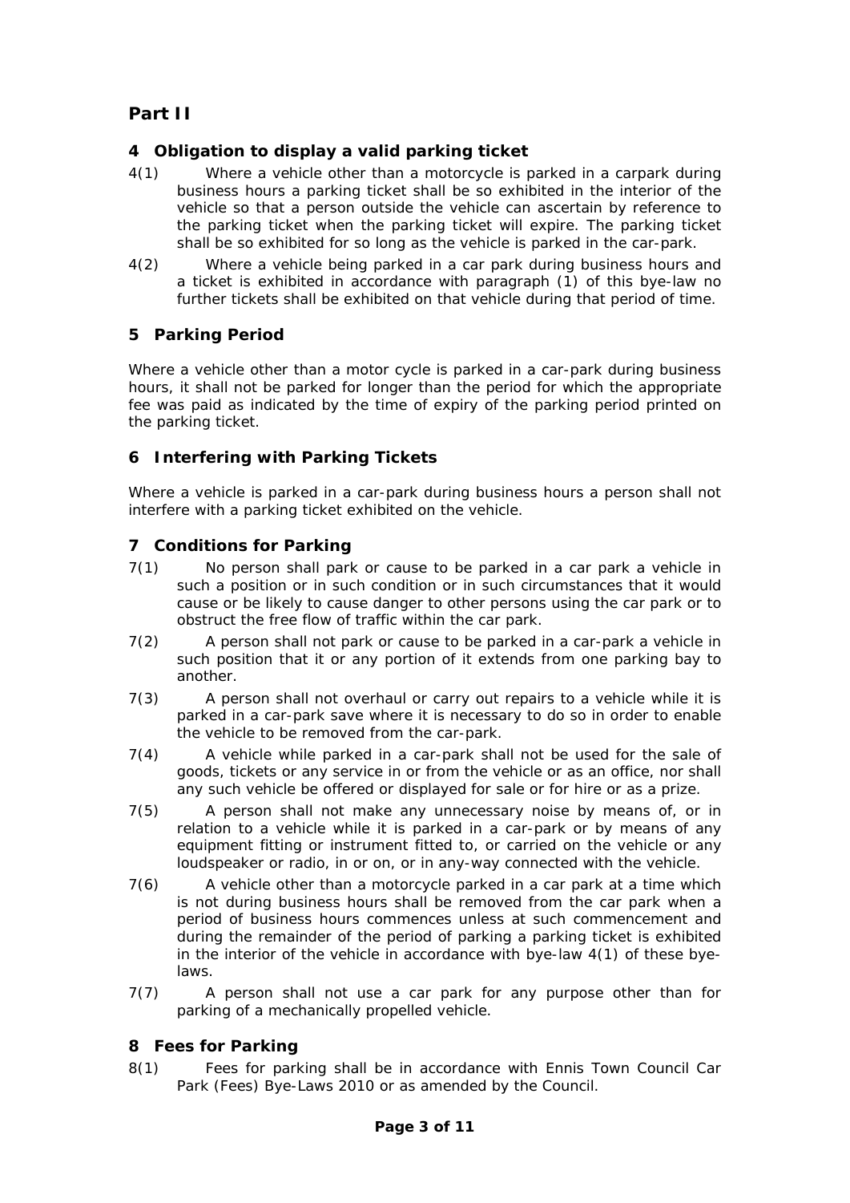## Part II

### 4 Obligation to display a valid parking ticket

4(1) Where a vehicle other than a motorcycle is parked in a carpark during business hours a parking ticket shall be so exhibited in the interior of the vehicle so that a person outside the vehicle can ascertain by reference to the parking ticket when the parking ticket will expire. The parking ticket shall be so exhibited for so long as the vehicle is parked in the car-park.

4(2) Where a vehicle being parked in a car park during business hours and a ticket is exhibited in accordance with paragraph (1) of this bye-law no further tickets shall be exhibited on that vehicle during that period of time.

### 5 Parking Period

Where a vehicle other than a motor cycle is parked in a car-park during business hours, it shall not be parked for longer than the period for which the appropriate fee was paid as indicated by the time of expiry of the parking period printed on the parking ticket.

### 6 Interfering with Parking Tickets

Where a vehicle is parked in a car-park during business hours a person shall not interfere with a parking ticket exhibited on the vehicle.

### 7 Conditions for Parking

7(1) No person shall park or cause to be parked in a car park a vehicle in such a position or in such condition or in such circumstances that it would cause or be likely to cause danger to other persons using the car park or to obstruct the free flow of traffic within the car park.

7(2) A person shall not park or cause to be parked in a car-park a vehicle in such position that it or any portion of it extends from one parking bay to another.

7(3) A person shall not overhaul or carry out repairs to a vehicle while it is parked in a car-park save where it is necessary to do so in order to enable the vehicle to be removed from the car-park.

7(4) A vehicle while parked in a car-park shall not be used for the sale of goods, tickets or any service in or from the vehicle or as an office, nor shall any such vehicle be offered or displayed for sale or for hire or as a prize.

7(5) A person shall not make any unnecessary noise by means of, or in relation to a vehicle while it is parked in a car-park or by means of any equipment fitting or instrument fitted to, or carried on the vehicle or any loudspeaker or radio, in or on, or in any-way connected with the vehicle.

7(6) A vehicle other than a motorcycle parked in a car park at a time which is not during business hours shall be removed from the car park when a period of business hours commences unless at such commencement and during the remainder of the period of parking a parking ticket is exhibited in the interior of the vehicle in accordance with bye-law 4(1) of these bye-laws.

7(7) A person shall not use a car park for any purpose other than for parking of a mechanically propelled vehicle.

### 8 Fees for Parking

8(1) Fees for parking shall be in accordance with Ennis Town Council Car Park (Fees) Bye-Laws 2010 or as amended by the Council.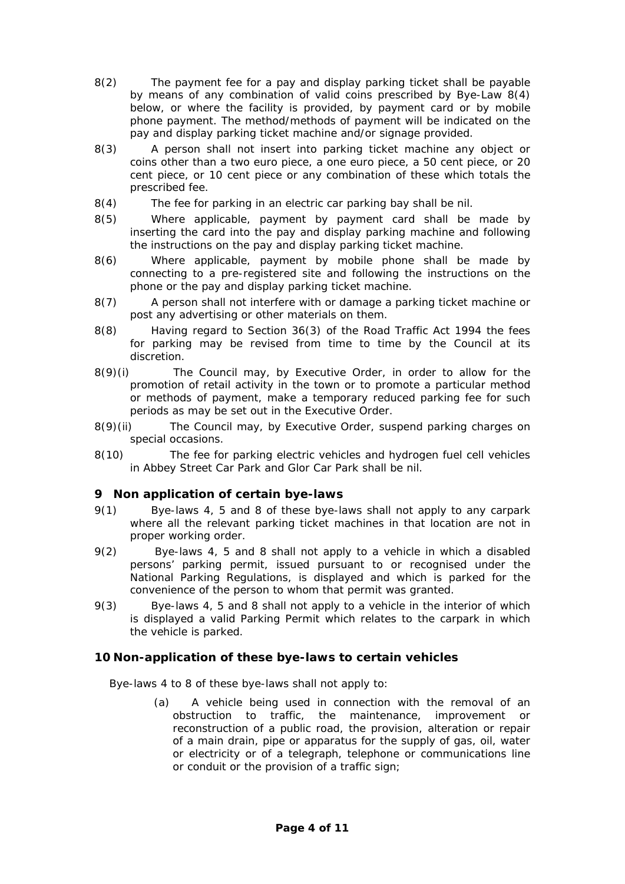8(2) The payment fee for a pay and display parking ticket shall be payable by means of any combination of valid coins prescribed by Bye-Law 8(4) below, or where the facility is provided, by payment card or by mobile phone payment. The method/methods of payment will be indicated on the pay and display parking ticket machine and/or signage provided.

8(3) A person shall not insert into parking ticket machine any object or coins other than a two euro piece, a one euro piece, a 50 cent piece, or 20 cent piece, or 10 cent piece or any combination of these which totals the prescribed fee.

8(4) The fee for parking in an electric car parking bay shall be nil.

8(5) Where applicable, payment by payment card shall be made by inserting the card into the pay and display parking machine and following the instructions on the pay and display parking ticket machine.

8(6) Where applicable, payment by mobile phone shall be made by connecting to a pre-registered site and following the instructions on the phone or the pay and display parking ticket machine.

8(7) A person shall not interfere with or damage a parking ticket machine or post any advertising or other materials on them.

8(8) Having regard to Section 36(3) of the Road Traffic Act 1994 the fees for parking may be revised from time to time by the Council at its discretion.

8(9)(i) The Council may, by Executive Order, in order to allow for the promotion of retail activity in the town or to promote a particular method or methods of payment, make a temporary reduced parking fee for such periods as may be set out in the Executive Order.

8(9)(ii) The Council may, by Executive Order, suspend parking charges on special occasions.

8(10) The fee for parking electric vehicles and hydrogen fuel cell vehicles in Abbey Street Car Park and Glor Car Park shall be nil.

## 9 Non application of certain bye-laws

9(1) Bye-laws 4, 5 and 8 of these bye-laws shall not apply to any carpark where all the relevant parking ticket machines in that location are not in proper working order.

9(2) Bye-laws 4, 5 and 8 shall not apply to a vehicle in which a disabled persons' parking permit, issued pursuant to or recognised under the National Parking Regulations, is displayed and which is parked for the convenience of the person to whom that permit was granted.

9(3) Bye-laws 4, 5 and 8 shall not apply to a vehicle in the interior of which is displayed a valid Parking Permit which relates to the carpark in which the vehicle is parked.

## 10 Non-application of these bye-laws to certain vehicles

Bye-laws 4 to 8 of these bye-laws shall not apply to:

(a) A vehicle being used in connection with the removal of an obstruction to traffic, the maintenance, improvement or reconstruction of a public road, the provision, alteration or repair of a main drain, pipe or apparatus for the supply of gas, oil, water or electricity or of a telegraph, telephone or communications line or conduit or the provision of a traffic sign;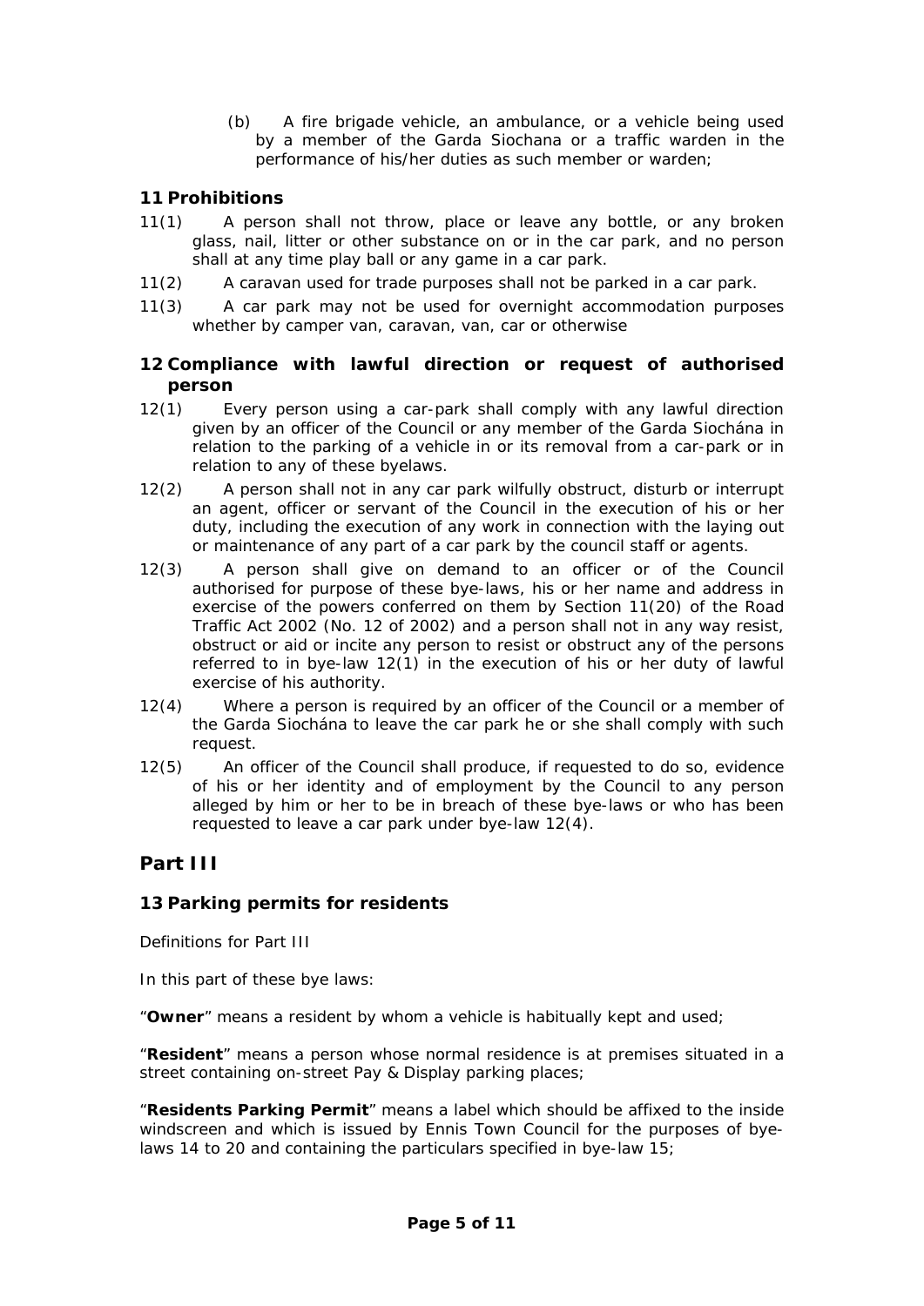(b) A fire brigade vehicle, an ambulance, or a vehicle being used by a member of the Garda Siochana or a traffic warden in the performance of his/her duties as such member or warden;

### 11 Prohibitions

11(1) A person shall not throw, place or leave any bottle, or any broken glass, nail, litter or other substance on or in the car park, and no person shall at any time play ball or any game in a car park.

11(2) A caravan used for trade purposes shall not be parked in a car park.

11(3) A car park may not be used for overnight accommodation purposes whether by camper van, caravan, van, car or otherwise

### 12 Compliance with lawful direction or request of authorised person

12(1) Every person using a car-park shall comply with any lawful direction given by an officer of the Council or any member of the Garda Siochána in relation to the parking of a vehicle in or its removal from a car-park or in relation to any of these byelaws.

12(2) A person shall not in any car park wilfully obstruct, disturb or interrupt an agent, officer or servant of the Council in the execution of his or her duty, including the execution of any work in connection with the laying out or maintenance of any part of a car park by the council staff or agents.

12(3) A person shall give on demand to an officer or of the Council authorised for purpose of these bye-laws, his or her name and address in exercise of the powers conferred on them by Section 11(20) of the Road Traffic Act 2002 (No. 12 of 2002) and a person shall not in any way resist, obstruct or aid or incite any person to resist or obstruct any of the persons referred to in bye-law 12(1) in the execution of his or her duty of lawful exercise of his authority.

12(4) Where a person is required by an officer of the Council or a member of the Garda Siochána to leave the car park he or she shall comply with such request.

12(5) An officer of the Council shall produce, if requested to do so, evidence of his or her identity and of employment by the Council to any person alleged by him or her to be in breach of these bye-laws or who has been requested to leave a car park under bye-law 12(4).

## Part III

### 13 Parking permits for residents

Definitions for Part III

In this part of these bye laws:

"**Owner**" means a resident by whom a vehicle is habitually kept and used;

"**Resident**" means a person whose normal residence is at premises situated in a street containing on-street Pay & Display parking places;

"**Residents Parking Permit**" means a label which should be affixed to the inside windscreen and which is issued by Ennis Town Council for the purposes of bye-laws 14 to 20 and containing the particulars specified in bye-law 15;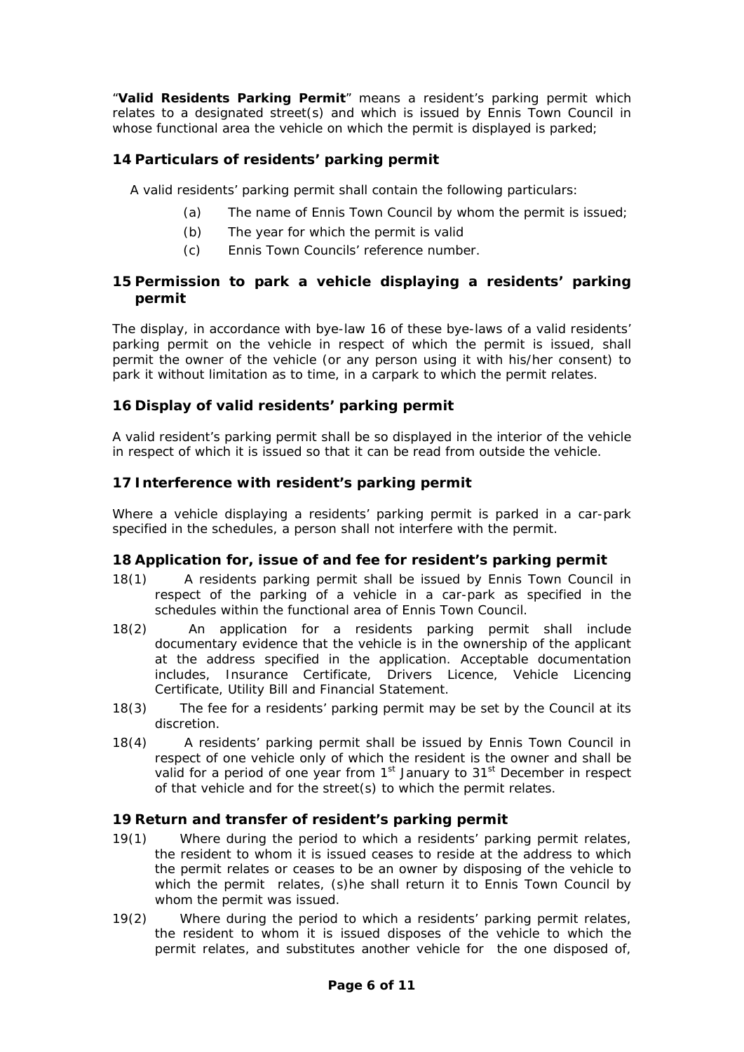"**Valid Residents Parking Permit**" means a resident's parking permit which relates to a designated street(s) and which is issued by Ennis Town Council in whose functional area the vehicle on which the permit is displayed is parked;

## 14 Particulars of residents' parking permit

A valid residents' parking permit shall contain the following particulars:

(a) The name of Ennis Town Council by whom the permit is issued;

(b) The year for which the permit is valid

(c) Ennis Town Councils' reference number.

## 15 Permission to park a vehicle displaying a residents' parking permit

The display, in accordance with bye-law 16 of these bye-laws of a valid residents' parking permit on the vehicle in respect of which the permit is issued, shall permit the owner of the vehicle (or any person using it with his/her consent) to park it without limitation as to time, in a carpark to which the permit relates.

## 16 Display of valid residents' parking permit

A valid resident's parking permit shall be so displayed in the interior of the vehicle in respect of which it is issued so that it can be read from outside the vehicle.

## 17 Interference with resident's parking permit

Where a vehicle displaying a residents' parking permit is parked in a car-park specified in the schedules, a person shall not interfere with the permit.

## 18 Application for, issue of and fee for resident's parking permit

18(1) A residents parking permit shall be issued by Ennis Town Council in respect of the parking of a vehicle in a car-park as specified in the schedules within the functional area of Ennis Town Council.

18(2) An application for a residents parking permit shall include documentary evidence that the vehicle is in the ownership of the applicant at the address specified in the application. Acceptable documentation includes, Insurance Certificate, Drivers Licence, Vehicle Licencing Certificate, Utility Bill and Financial Statement.

18(3) The fee for a residents' parking permit may be set by the Council at its discretion.

18(4) A residents' parking permit shall be issued by Ennis Town Council in respect of one vehicle only of which the resident is the owner and shall be valid for a period of one year from 1st January to 31st December in respect of that vehicle and for the street(s) to which the permit relates.

## 19 Return and transfer of resident's parking permit

19(1) Where during the period to which a residents' parking permit relates, the resident to whom it is issued ceases to reside at the address to which the permit relates or ceases to be an owner by disposing of the vehicle to which the permit relates, (s)he shall return it to Ennis Town Council by whom the permit was issued.

19(2) Where during the period to which a residents' parking permit relates, the resident to whom it is issued disposes of the vehicle to which the permit relates, and substitutes another vehicle for the one disposed of,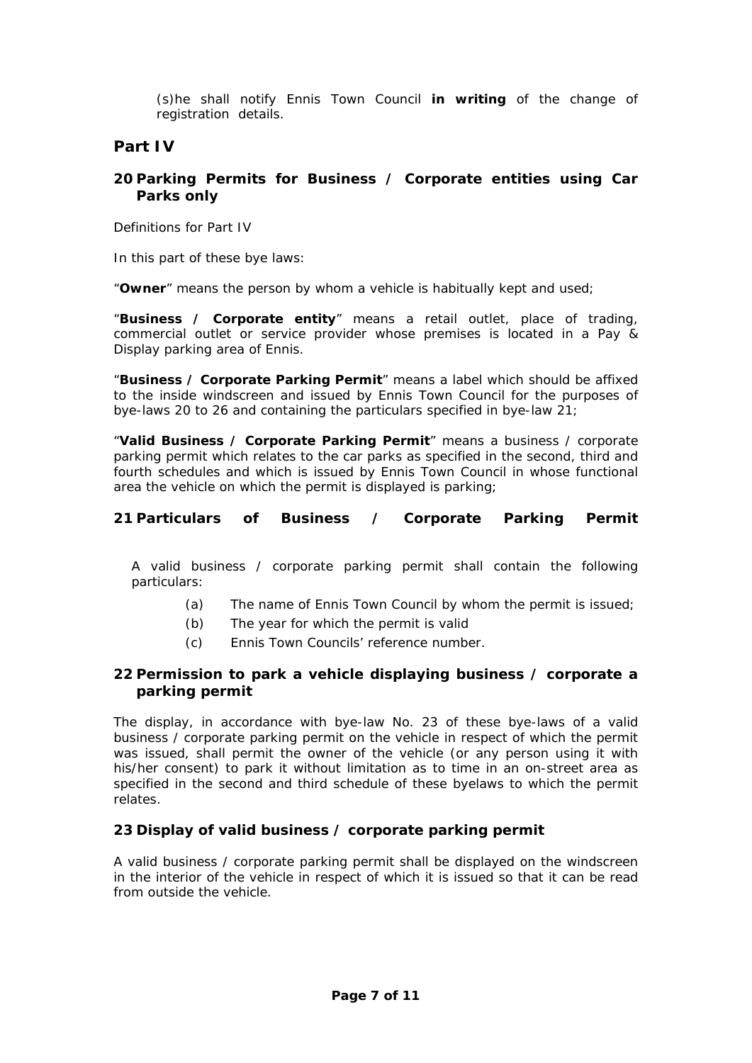(s)he shall notify Ennis Town Council **in writing** of the change of registration details.

## Part IV

### 20 Parking Permits for Business / Corporate entities using Car Parks only

Definitions for Part IV

In this part of these bye laws:

"**Owner**" means the person by whom a vehicle is habitually kept and used;

"**Business / Corporate entity**" means a retail outlet, place of trading, commercial outlet or service provider whose premises is located in a Pay & Display parking area of Ennis.

"**Business / Corporate Parking Permit**" means a label which should be affixed to the inside windscreen and issued by Ennis Town Council for the purposes of bye-laws 20 to 26 and containing the particulars specified in bye-law 21;

"**Valid Business / Corporate Parking Permit**" means a business / corporate parking permit which relates to the car parks as specified in the second, third and fourth schedules and which is issued by Ennis Town Council in whose functional area the vehicle on which the permit is displayed is parking;

### 21 Particulars of Business / Corporate Parking Permit

A valid business / corporate parking permit shall contain the following particulars:

(a) The name of Ennis Town Council by whom the permit is issued;

(b) The year for which the permit is valid

(c) Ennis Town Councils' reference number.

### 22 Permission to park a vehicle displaying business / corporate a parking permit

The display, in accordance with bye-law No. 23 of these bye-laws of a valid business / corporate parking permit on the vehicle in respect of which the permit was issued, shall permit the owner of the vehicle (or any person using it with his/her consent) to park it without limitation as to time in an on-street area as specified in the second and third schedule of these byelaws to which the permit relates.

### 23 Display of valid business / corporate parking permit

A valid business / corporate parking permit shall be displayed on the windscreen in the interior of the vehicle in respect of which it is issued so that it can be read from outside the vehicle.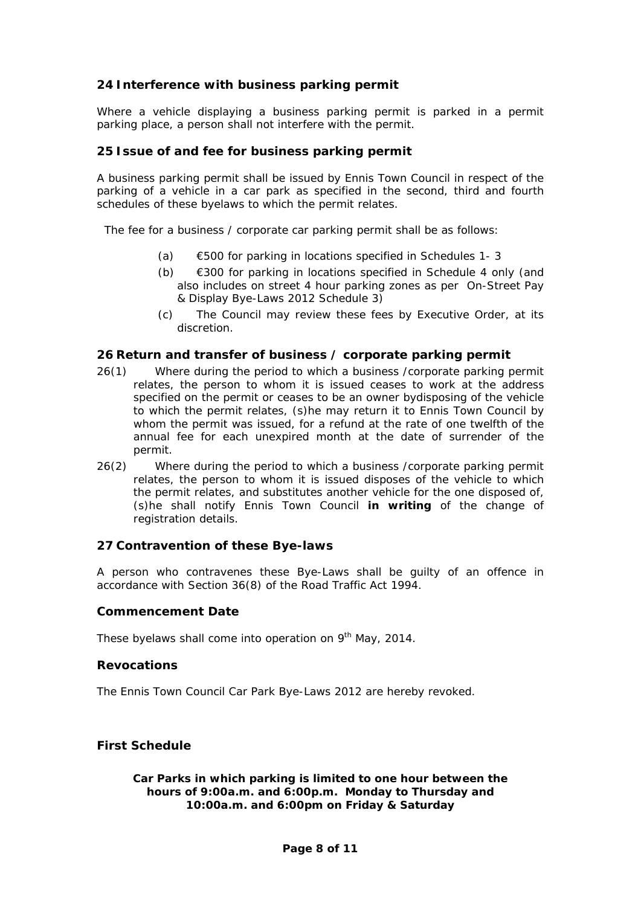### 24 Interference with business parking permit

Where a vehicle displaying a business parking permit is parked in a permit parking place, a person shall not interfere with the permit.

### 25 Issue of and fee for business parking permit

A business parking permit shall be issued by Ennis Town Council in respect of the parking of a vehicle in a car park as specified in the second, third and fourth schedules of these byelaws to which the permit relates.

The fee for a business / corporate car parking permit shall be as follows:

- (a) €500 for parking in locations specified in Schedules 1- 3
- (b) €300 for parking in locations specified in Schedule 4 only (and also includes on street 4 hour parking zones as per On-Street Pay & Display Bye-Laws 2012 Schedule 3)
- (c) The Council may review these fees by Executive Order, at its discretion.

### 26 Return and transfer of business / corporate parking permit

26(1) Where during the period to which a business /corporate parking permit relates, the person to whom it is issued ceases to work at the address specified on the permit or ceases to be an owner bydisposing of the vehicle to which the permit relates, (s)he may return it to Ennis Town Council by whom the permit was issued, for a refund at the rate of one twelfth of the annual fee for each unexpired month at the date of surrender of the permit.

26(2) Where during the period to which a business /corporate parking permit relates, the person to whom it is issued disposes of the vehicle to which the permit relates, and substitutes another vehicle for the one disposed of, (s)he shall notify Ennis Town Council **in writing** of the change of registration details.

### 27 Contravention of these Bye-laws

A person who contravenes these Bye-Laws shall be guilty of an offence in accordance with Section 36(8) of the Road Traffic Act 1994.

### Commencement Date

These byelaws shall come into operation on 9th May, 2014.

### Revocations

The Ennis Town Council Car Park Bye-Laws 2012 are hereby revoked.

### First Schedule

**Car Parks in which parking is limited to one hour between the hours of 9:00a.m. and 6:00p.m. Monday to Thursday and 10:00a.m. and 6:00pm on Friday & Saturday**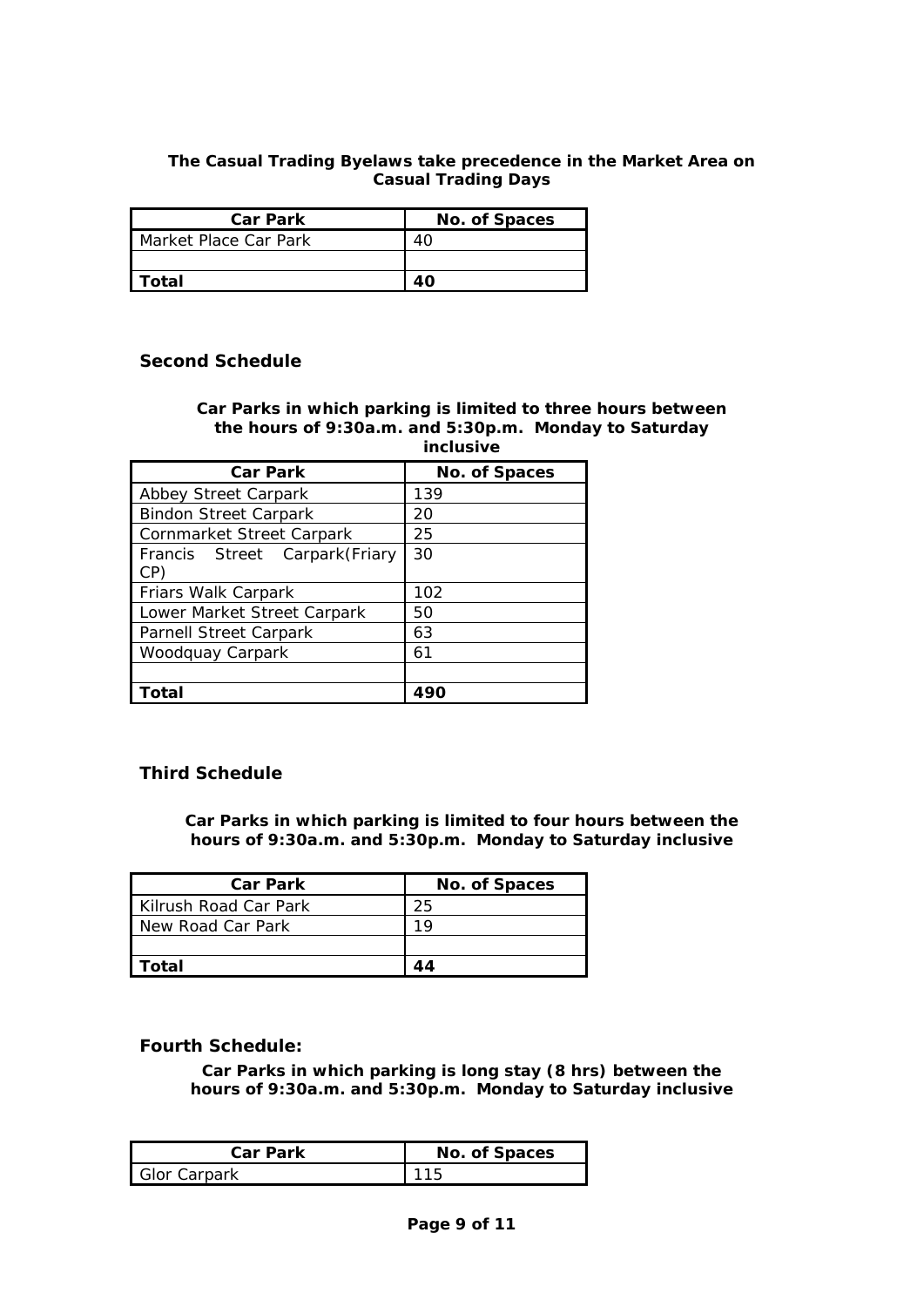**The Casual Trading Byelaws take precedence in the Market Area on Casual Trading Days**

| Car Park | No. of Spaces |
|---|---|
| Market Place Car Park | 40 |
| | |
| **Total** | **40** |

## Second Schedule

**Car Parks in which parking is limited to three hours between the hours of 9:30a.m. and 5:30p.m. Monday to Saturday inclusive**

| Car Park | No. of Spaces |
|---|---|
| Abbey Street Carpark | 139 |
| Bindon Street Carpark | 20 |
| Cornmarket Street Carpark | 25 |
| Francis Street Carpark(Friary CP) | 30 |
| Friars Walk Carpark | 102 |
| Lower Market Street Carpark | 50 |
| Parnell Street Carpark | 63 |
| Woodquay Carpark | 61 |
| | |
| **Total** | **490** |

## Third Schedule

**Car Parks in which parking is limited to four hours between the hours of 9:30a.m. and 5:30p.m. Monday to Saturday inclusive**

| Car Park | No. of Spaces |
|---|---|
| Kilrush Road Car Park | 25 |
| New Road Car Park | 19 |
| | |
| **Total** | **44** |

## Fourth Schedule:

**Car Parks in which parking is long stay (8 hrs) between the hours of 9:30a.m. and 5:30p.m. Monday to Saturday inclusive**

| Car Park | No. of Spaces |
|---|---|
| Glor Carpark | 115 |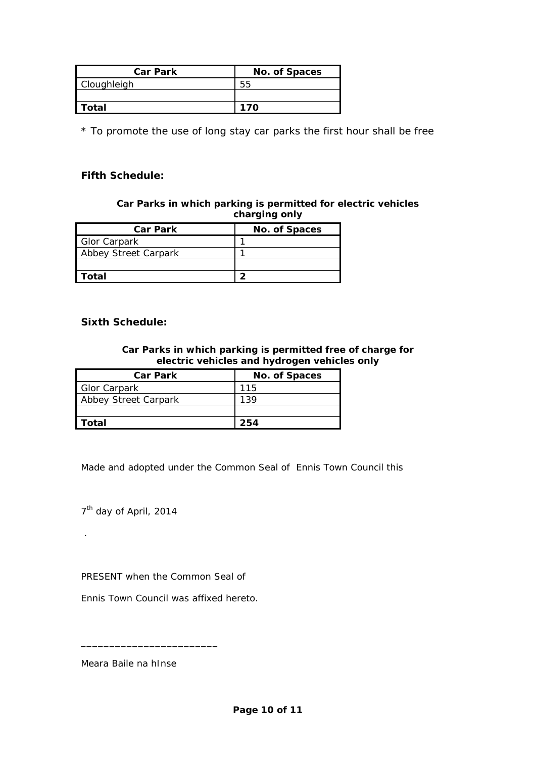| Car Park | No. of Spaces |
|---|---|
| Cloughleigh | 55 |
| | |
| **Total** | **170** |

* To promote the use of long stay car parks the first hour shall be free

**Fifth Schedule:**

**Car Parks in which parking is permitted for electric vehicles charging only**

| Car Park | No. of Spaces |
|---|---|
| Glor Carpark | 1 |
| Abbey Street Carpark | 1 |
| | |
| **Total** | **2** |

**Sixth Schedule:**

**Car Parks in which parking is permitted free of charge for electric vehicles and hydrogen vehicles only**

| Car Park | No. of Spaces |
|---|---|
| Glor Carpark | 115 |
| Abbey Street Carpark | 139 |
| | |
| **Total** | **254** |

Made and adopted under the Common Seal of Ennis Town Council this

7th day of April, 2014

.

PRESENT when the Common Seal of

Ennis Town Council was affixed hereto.

________________________

Meara Baile na hInse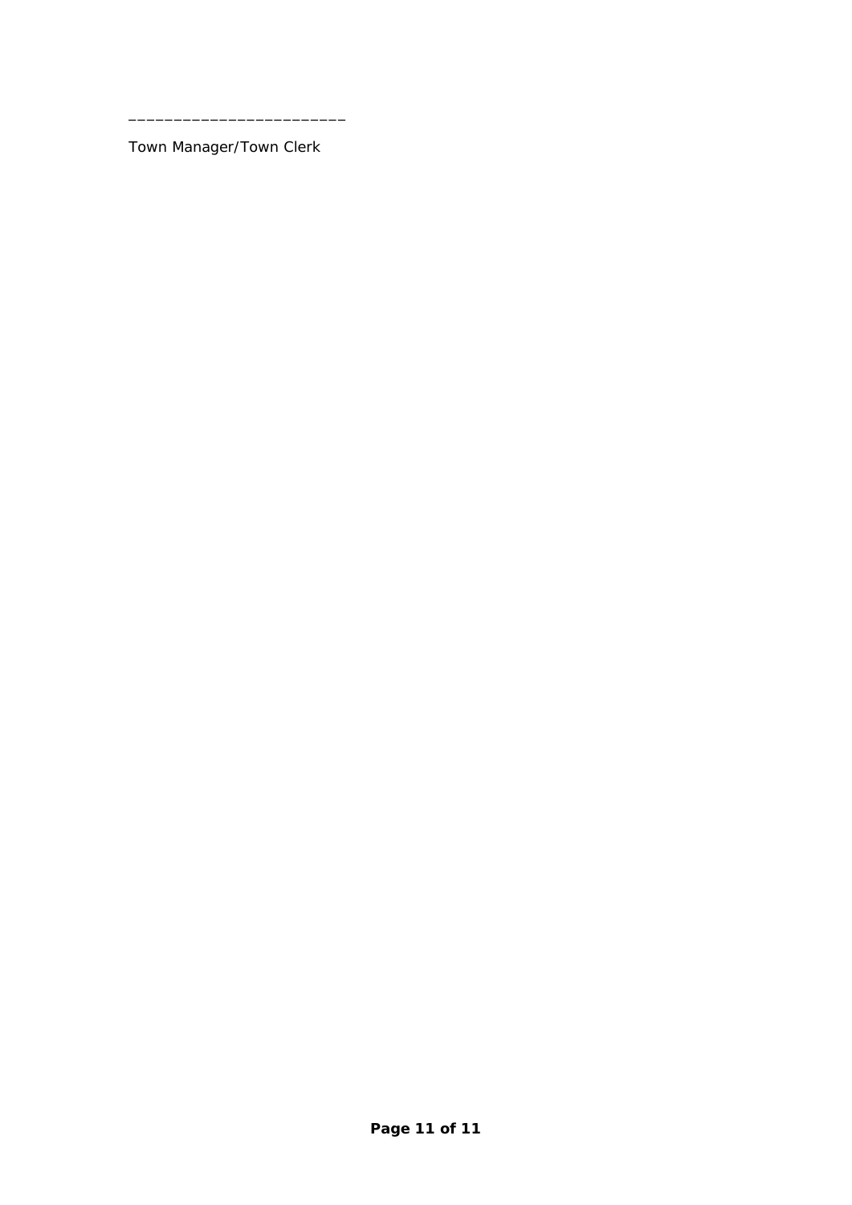________________________

Town Manager/Town Clerk